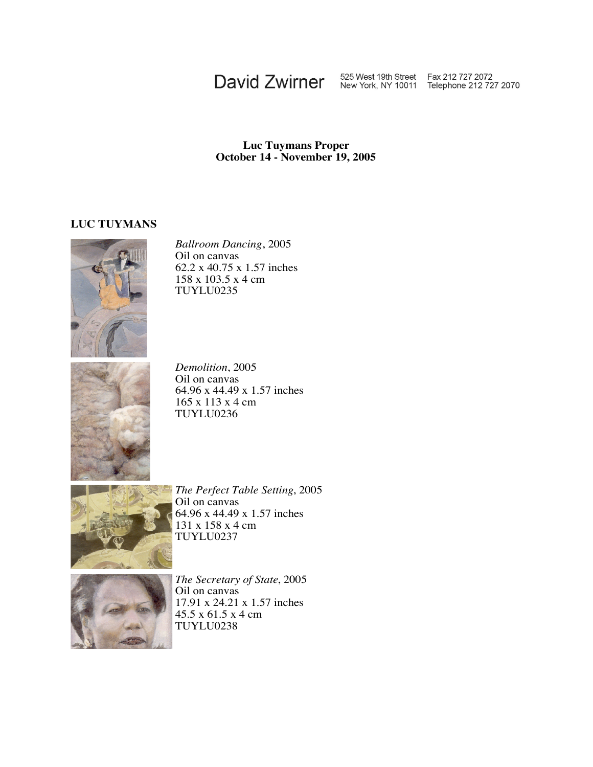David Zwirner 525 West 19th Street New York, NY 10011 Fax 212 727 2072 Telephone 212 727 2070

**Luc Tuymans Proper**
**October 14 - November 19, 2005**

**LUC TUYMANS**

*Ballroom Dancing*, 2005
Oil on canvas
62.2 x 40.75 x 1.57 inches
158 x 103.5 x 4 cm
TUYLU0235

*Demolition*, 2005
Oil on canvas
64.96 x 44.49 x 1.57 inches
165 x 113 x 4 cm
TUYLU0236

*The Perfect Table Setting*, 2005
Oil on canvas
64.96 x 44.49 x 1.57 inches
131 x 158 x 4 cm
TUYLU0237

*The Secretary of State*, 2005
Oil on canvas
17.91 x 24.21 x 1.57 inches
45.5 x 61.5 x 4 cm
TUYLU0238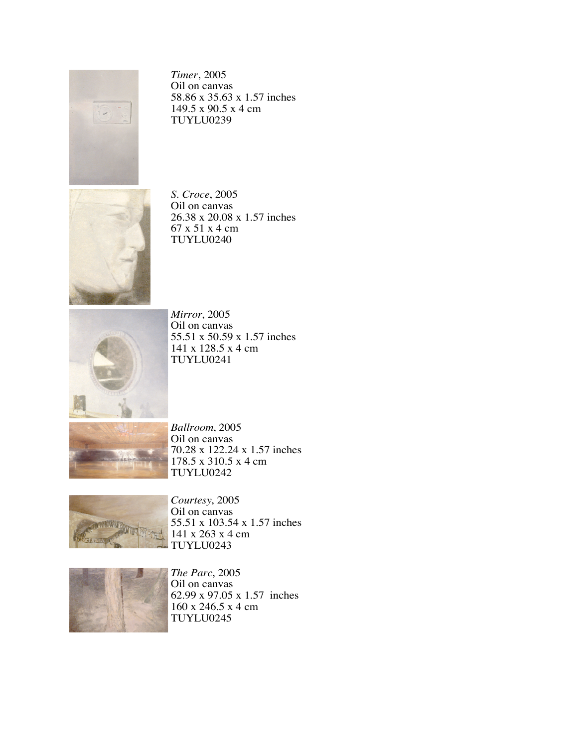*Timer*, 2005
Oil on canvas
58.86 x 35.63 x 1.57 inches
149.5 x 90.5 x 4 cm
TUYLU0239

*S. Croce*, 2005
Oil on canvas
26.38 x 20.08 x 1.57 inches
67 x 51 x 4 cm
TUYLU0240

*Mirror*, 2005
Oil on canvas
55.51 x 50.59 x 1.57 inches
141 x 128.5 x 4 cm
TUYLU0241

*Ballroom*, 2005
Oil on canvas
70.28 x 122.24 x 1.57 inches
178.5 x 310.5 x 4 cm
TUYLU0242

*Courtesy*, 2005
Oil on canvas
55.51 x 103.54 x 1.57 inches
141 x 263 x 4 cm
TUYLU0243

*The Parc*, 2005
Oil on canvas
62.99 x 97.05 x 1.57 inches
160 x 246.5 x 4 cm
TUYLU0245